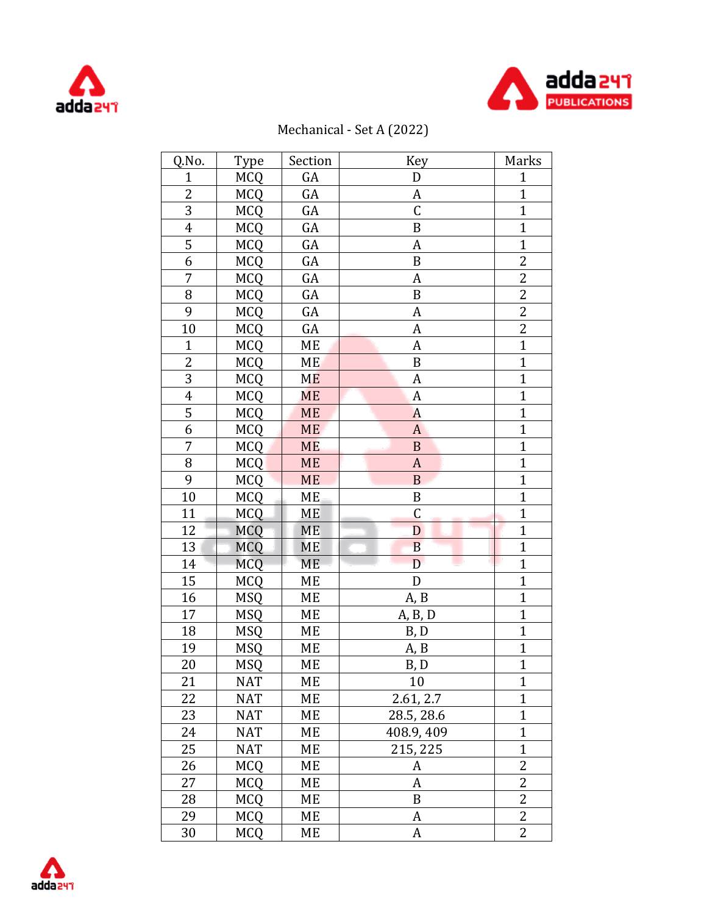Mechanical - Set A (2022)

| Q.No. | Type | Section | Key | Marks |
|---|---|---|---|---|
| 1 | MCQ | GA | D | 1 |
| 2 | MCQ | GA | A | 1 |
| 3 | MCQ | GA | C | 1 |
| 4 | MCQ | GA | B | 1 |
| 5 | MCQ | GA | A | 1 |
| 6 | MCQ | GA | B | 2 |
| 7 | MCQ | GA | A | 2 |
| 8 | MCQ | GA | B | 2 |
| 9 | MCQ | GA | A | 2 |
| 10 | MCQ | GA | A | 2 |
| 1 | MCQ | ME | A | 1 |
| 2 | MCQ | ME | B | 1 |
| 3 | MCQ | ME | A | 1 |
| 4 | MCQ | ME | A | 1 |
| 5 | MCQ | ME | A | 1 |
| 6 | MCQ | ME | A | 1 |
| 7 | MCQ | ME | B | 1 |
| 8 | MCQ | ME | A | 1 |
| 9 | MCQ | ME | B | 1 |
| 10 | MCQ | ME | B | 1 |
| 11 | MCQ | ME | C | 1 |
| 12 | MCQ | ME | D | 1 |
| 13 | MCQ | ME | B | 1 |
| 14 | MCQ | ME | D | 1 |
| 15 | MCQ | ME | D | 1 |
| 16 | MSQ | ME | A, B | 1 |
| 17 | MSQ | ME | A, B, D | 1 |
| 18 | MSQ | ME | B, D | 1 |
| 19 | MSQ | ME | A, B | 1 |
| 20 | MSQ | ME | B, D | 1 |
| 21 | NAT | ME | 10 | 1 |
| 22 | NAT | ME | 2.61, 2.7 | 1 |
| 23 | NAT | ME | 28.5, 28.6 | 1 |
| 24 | NAT | ME | 408.9, 409 | 1 |
| 25 | NAT | ME | 215, 225 | 1 |
| 26 | MCQ | ME | A | 2 |
| 27 | MCQ | ME | A | 2 |
| 28 | MCQ | ME | B | 2 |
| 29 | MCQ | ME | A | 2 |
| 30 | MCQ | ME | A | 2 |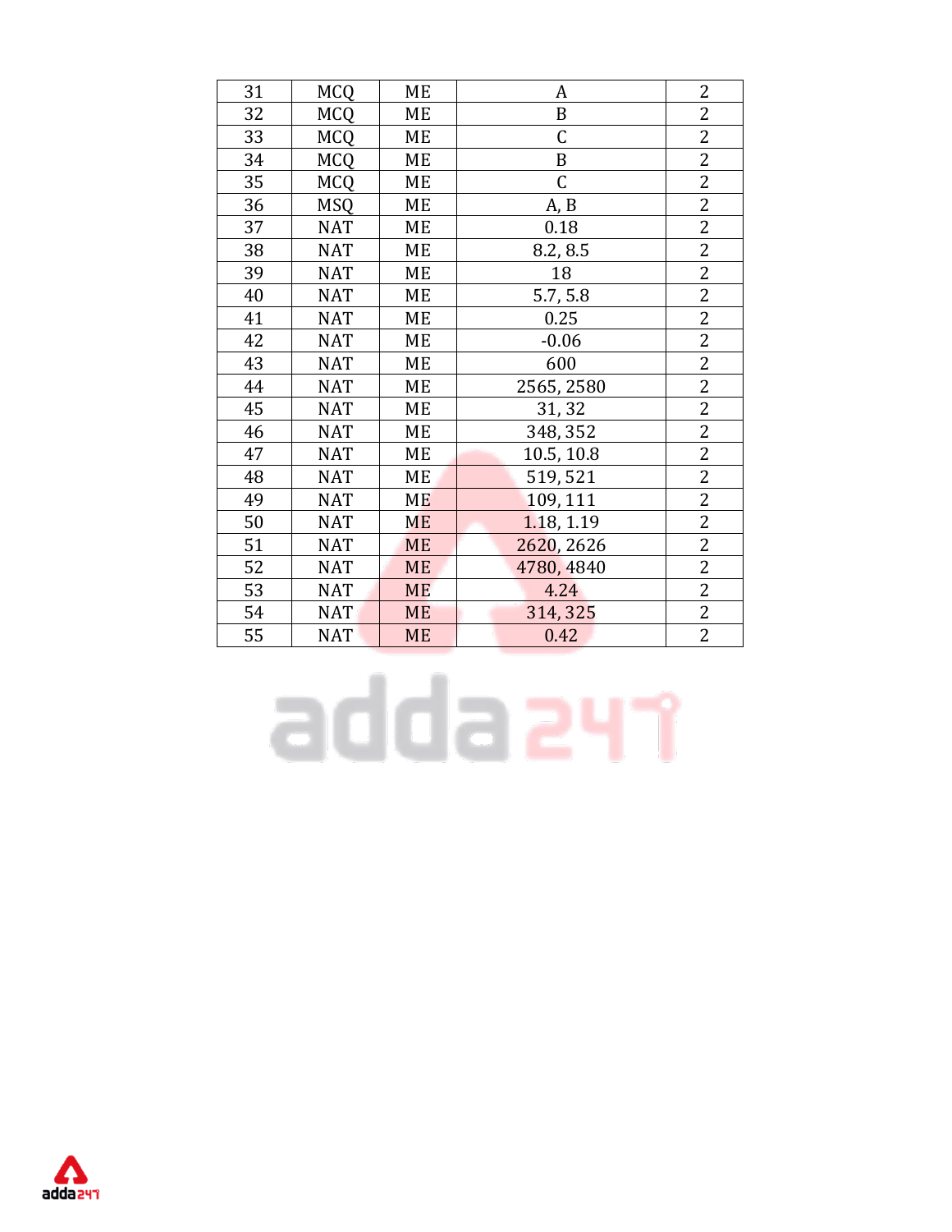| | | | | |
|---|---|---|---|---|
| 31 | MCQ | ME | A | 2 |
| 32 | MCQ | ME | B | 2 |
| 33 | MCQ | ME | C | 2 |
| 34 | MCQ | ME | B | 2 |
| 35 | MCQ | ME | C | 2 |
| 36 | MSQ | ME | A, B | 2 |
| 37 | NAT | ME | 0.18 | 2 |
| 38 | NAT | ME | 8.2, 8.5 | 2 |
| 39 | NAT | ME | 18 | 2 |
| 40 | NAT | ME | 5.7, 5.8 | 2 |
| 41 | NAT | ME | 0.25 | 2 |
| 42 | NAT | ME | -0.06 | 2 |
| 43 | NAT | ME | 600 | 2 |
| 44 | NAT | ME | 2565, 2580 | 2 |
| 45 | NAT | ME | 31, 32 | 2 |
| 46 | NAT | ME | 348, 352 | 2 |
| 47 | NAT | ME | 10.5, 10.8 | 2 |
| 48 | NAT | ME | 519, 521 | 2 |
| 49 | NAT | ME | 109, 111 | 2 |
| 50 | NAT | ME | 1.18, 1.19 | 2 |
| 51 | NAT | ME | 2620, 2626 | 2 |
| 52 | NAT | ME | 4780, 4840 | 2 |
| 53 | NAT | ME | 4.24 | 2 |
| 54 | NAT | ME | 314, 325 | 2 |
| 55 | NAT | ME | 0.42 | 2 |